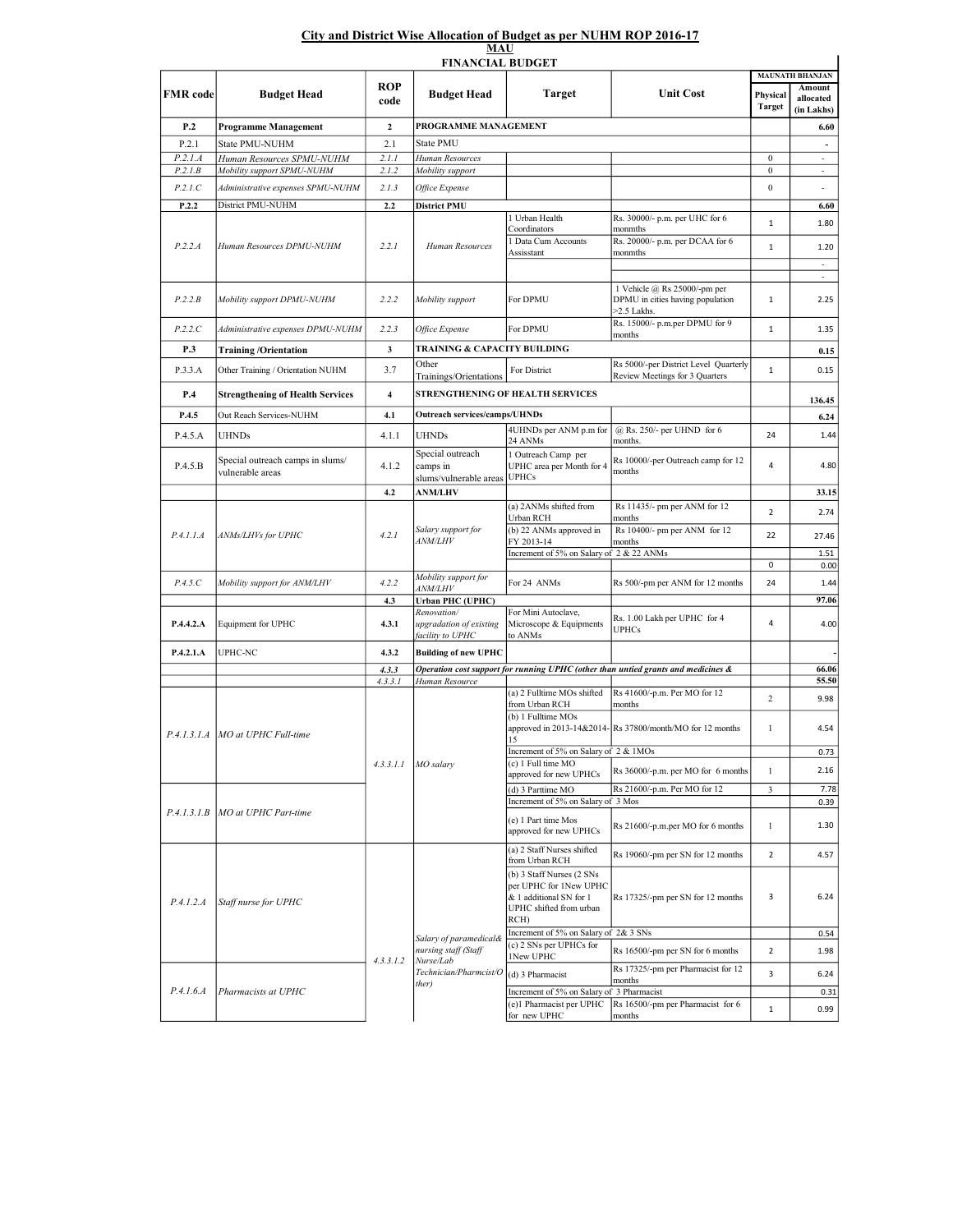# City and District Wise Allocation of Budget as per NUHM ROP 2016-17

## MAU

### FINANCIAL BUDGET

| FMR code | Budget Head | ROP code | Budget Head | Target | Unit Cost | MAUNATH BHANJAN | |
|---|---|---|---|---|---|---|---|
| | | | | | | Physical Target | Amount allocated (in Lakhs) |
| **P.2** | **Programme Management** | **2** | **PROGRAMME MANAGEMENT** | | | | **6.60** |
| P.2.1 | State PMU-NUHM | 2.1 | State PMU | | | | - |
| *P.2.1.A* | *Human Resources SPMU-NUHM* | *2.1.1* | *Human Resources* | | | 0 | - |
| *P.2.1.B* | *Mobility support SPMU-NUHM* | *2.1.2* | *Mobility support* | | | 0 | - |
| *P.2.1.C* | *Administrative expenses SPMU-NUHM* | *2.1.3* | *Office Expense* | | | 0 | - |
| **P.2.2** | District PMU-NUHM | **2.2** | **District PMU** | | | | **6.60** |
| *P.2.2.A* | *Human Resources DPMU-NUHM* | *2.2.1* | *Human Resources* | 1 Urban Health Coordinators | Rs. 30000/- p.m. per UHC for 6 monmths | 1 | 1.80 |
| | | | | 1 Data Cum Accounts Assistant | Rs. 20000/- p.m. per DCAA for 6 monmths | 1 | 1.20 |
| | | | | | | | - |
| | | | | | | | - |
| *P.2.2.B* | *Mobility support DPMU-NUHM* | *2.2.2* | *Mobility support* | For DPMU | 1 Vehicle @ Rs 25000/-pm per DPMU in cities having population >2.5 Lakhs. | 1 | 2.25 |
| *P.2.2.C* | *Administrative expenses DPMU-NUHM* | *2.2.3* | *Office Expense* | For DPMU | Rs. 15000/- p.m.per DPMU for 9 months | 1 | 1.35 |
| **P.3** | **Training /Orientation** | **3** | **TRAINING & CAPACITY BUILDING** | | | | **0.15** |
| P.3.3.A | Other Training / Orientation NUHM | 3.7 | Other Trainings/Orientations | For District | Rs 5000/-per District Level Quarterly Review Meetings for 3 Quarters | 1 | 0.15 |
| **P.4** | **Strengthening of Health Services** | **4** | **STRENGTHENING OF HEALTH SERVICES** | | | | **136.45** |
| **P.4.5** | Out Reach Services-NUHM | **4.1** | **Outreach services/camps/UHNDs** | | | | **6.24** |
| P.4.5.A | UHNDs | 4.1.1 | UHNDs | 4UHNDs per ANM p.m for 24 ANMs | @ Rs. 250/- per UHND for 6 months. | 24 | 1.44 |
| P.4.5.B | Special outreach camps in slums/ vulnerable areas | 4.1.2 | Special outreach camps in slums/vulnerable areas | 1 Outreach Camp per UPHC area per Month for 4 UPHCs | Rs 10000/-per Outreach camp for 12 months | 4 | 4.80 |
| | | **4.2** | **ANM/LHV** | | | | **33.15** |
| *P.4.1.1.A* | *ANMs/LHVs for UPHC* | *4.2.1* | *Salary support for ANM/LHV* | (a) 2ANMs shifted from Urban RCH | Rs 11435/- pm per ANM for 12 months | 2 | 2.74 |
| | | | | (b) 22 ANMs approved in FY 2013-14 | Rs 10400/- pm per ANM for 12 months | 22 | 27.46 |
| | | | | Increment of 5% on Salary of 2 & 22 ANMs | | | 1.51 |
| | | | | | | 0 | 0.00 |
| *P.4.5.C* | *Mobility support for ANM/LHV* | *4.2.2* | *Mobility support for ANM/LHV* | For 24 ANMs | Rs 500/-pm per ANM for 12 months | 24 | 1.44 |
| | | **4.3** | **Urban PHC (UPHC)** | | | | **97.06** |
| **P.4.4.2.A** | Equipment for UPHC | **4.3.1** | *Renovation/ upgradation of existing facility to UPHC* | For Mini Autoclave, Microscope & Equipments to ANMs | Rs. 1.00 Lakh per UPHC for 4 UPHCs | 4 | 4.00 |
| **P.4.2.1.A** | UPHC-NC | **4.3.2** | **Building of new UPHC** | | | | - |
| | | ***4.3.3*** | ***Operation cost support for running UPHC (other than untied grants and medicines &*** | | | | **66.06** |
| | | *4.3.3.1* | *Human Resource* | | | | **55.50** |
| *P.4.1.3.1.A* | *MO at UPHC Full-time* | *4.3.3.1.1* | *MO salary* | (a) 2 Fulltime MOs shifted from Urban RCH | Rs 41600/-p.m. Per MO for 12 months | 2 | 9.98 |
| | | | | (b) 1 Fulltime MOs approved in 2013-14&2014-15 | Rs 37800/month/MO for 12 months | 1 | 4.54 |
| | | | | Increment of 5% on Salary of 2 & 1MOs | | | 0.73 |
| | | | | (c) 1 Full time MO approved for new UPHCs | Rs 36000/-p.m. per MO for 6 months | 1 | 2.16 |
| *P.4.1.3.1.B* | *MO at UPHC Part-time* | | | (d) 3 Parttime MO | Rs 21600/-p.m. Per MO for 12 | 3 | 7.78 |
| | | | | Increment of 5% on Salary of 3 Mos | | | 0.39 |
| | | | | (e) 1 Part time Mos approved for new UPHCs | Rs 21600/-p.m.per MO for 6 months | 1 | 1.30 |
| *P.4.1.2.A* | *Staff nurse for UPHC* | *4.3.3.1.2* | *Salary of paramedical& nursing staff (Staff Nurse/Lab Technician/Pharmcist/Other)* | (a) 2 Staff Nurses shifted from Urban RCH | Rs 19060/-pm per SN for 12 months | 2 | 4.57 |
| | | | | (b) 3 Staff Nurses (2 SNs per UPHC for 1New UPHC & 1 additional SN for 1 UPHC shifted from urban RCH) | Rs 17325/-pm per SN for 12 months | 3 | 6.24 |
| | | | | Increment of 5% on Salary of 2& 3 SNs | | | 0.54 |
| | | | | (c) 2 SNs per UPHCs for 1New UPHC | Rs 16500/-pm per SN for 6 months | 2 | 1.98 |
| *P.4.1.6.A* | *Pharmacists at UPHC* | | | (d) 3 Pharmacist | Rs 17325/-pm per Pharmacist for 12 months | 3 | 6.24 |
| | | | | Increment of 5% on Salary of 3 Pharmacist | | | 0.31 |
| | | | | (e)1 Pharmacist per UPHC for new UPHC | Rs 16500/-pm per Pharmacist for 6 months | 1 | 0.99 |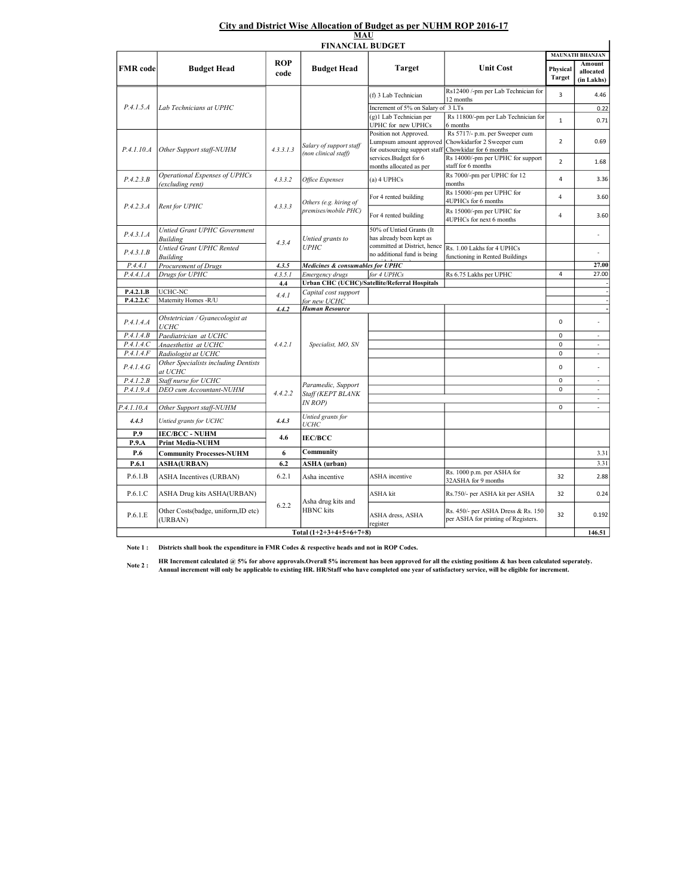## City and District Wise Allocation of Budget as per NUHM ROP 2016-17

**MAU**

**FINANCIAL BUDGET**

| FMR code | Budget Head | ROP code | Budget Head | Target | Unit Cost | MAUNATH BHANJAN | |
|---|---|---|---|---|---|---|---|
| | | | | | | Physical Target | Amount allocated (in Lakhs) |
| P.4.1.5.A | Lab Technicians at UPHC | | | (f) 3 Lab Technician | Rs12400 /-pm per Lab Technician for 12 months | 3 | 4.46 |
| | | | | Increment of 5% on Salary of 3 LTs | | | 0.22 |
| | | | | (g)1 Lab Technician per UPHC for new UPHCs | Rs 11800/-pm per Lab Technician for 6 months | 1 | 0.71 |
| P.4.1.10.A | Other Support staff-NUHM | 4.3.3.1.3 | Salary of support staff (non clinical staff) | Position not Approved. Lumpsum amount approved for outsourcing support staff services.Budget for 6 months allocated as per | Rs 5717/- p.m. per Sweeper cum Chowkidarfor 2 Sweeper cum Chowkidar for 6 months | 2 | 0.69 |
| | | | | | Rs 14000/-pm per UPHC for support staff for 6 months | 2 | 1.68 |
| P.4.2.3.B | Operational Expenses of UPHCs (excluding rent) | 4.3.3.2 | Office Expenses | (a) 4 UPHCs | Rs 7000/-pm per UPHC for 12 months | 4 | 3.36 |
| P.4.2.3.A | Rent for UPHC | 4.3.3.3 | Others (e.g. hiring of premises/mobile PHC) | For 4 rented building | Rs 15000/-pm per UPHC for 4UPHCs for 6 months | 4 | 3.60 |
| | | | | For 4 rented building | Rs 15000/-pm per UPHC for 4UPHCs for next 6 months | 4 | 3.60 |
| P.4.3.1.A | Untied Grant UPHC Government Building | 4.3.4 | Untied grants to UPHC | 50% of Untied Grants (It has already been kept as committed at District, hence no additional fund is being | | | - |
| P.4.3.1.B | Untied Grant UPHC Rented Building | | | | Rs. 1.00 Lakhs for 4 UPHCs functioning in Rented Buildings | | - |
| P.4.4.1 | Procurement of Drugs | 4.3.5 | Medicines & consumables for UPHC | | | | 27.00 |
| P.4.4.1.A | Drugs for UPHC | 4.3.5.1 | Emergency drugs | for 4 UPHCs | Rs 6.75 Lakhs per UPHC | 4 | 27.00 |
| | | 4.4 | Urban CHC (UCHC)/Satellite/Referral Hospitals | | | | - |
| P.4.2.1.B | UCHC-NC | 4.4.1 | Capital cost support for new UCHC | | | | - |
| P.4.2.2.C | Maternity Homes -R/U | | | | | | - |
| | | 4.4.2 | Human Resource | | | | - |
| P.4.1.4.A | Obstetrician / Gyanecologist at UCHC | 4.4.2.1 | Specialist, MO, SN | | | 0 | - |
| P.4.1.4.B | Paediatrician at UCHC | | | | | 0 | - |
| P.4.1.4.C | Anaesthetist at UCHC | | | | | 0 | - |
| P.4.1.4.F | Radiologist at UCHC | | | | | 0 | - |
| P.4.1.4.G | Other Specialists including Dentists at UCHC | | | | | 0 | - |
| P.4.1.2.B | Staff nurse for UCHC | 4.4.2.2 | Paramedic, Support Staff (KEPT BLANK IN ROP) | | | 0 | - |
| P.4.1.9.A | DEO cum Accountant-NUHM | | | | | 0 | - |
| | | | | | | | - |
| P.4.1.10.A | Other Support staff-NUHM | | | | | 0 | - |
| 4.4.3 | Untied grants for UCHC | 4.4.3 | Untied grants for UCHC | | | | |
| P.9 | IEC/BCC - NUHM | 4.6 | IEC/BCC | | | | |
| P.9.A | Print Media-NUHM | | | | | | |
| P.6 | Community Processes-NUHM | 6 | Community | | | | 3.31 |
| P.6.1 | ASHA(URBAN) | 6.2 | ASHA (urban) | | | | 3.31 |
| P.6.1.B | ASHA Incentives (URBAN) | 6.2.1 | Asha incentive | ASHA incentive | Rs. 1000 p.m. per ASHA for 32ASHA for 9 months | 32 | 2.88 |
| P.6.1.C | ASHA Drug kits ASHA(URBAN) | 6.2.2 | Asha drug kits and HBNC kits | ASHA kit | Rs.750/- per ASHA kit per ASHA | 32 | 0.24 |
| P.6.1.E | Other Costs(badge, uniform,ID etc) (URBAN) | | | ASHA dress, ASHA register | Rs. 450/- per ASHA Dress & Rs. 150 per ASHA for printing of Registers. | 32 | 0.192 |
| | | | Total (1+2+3+4+5+6+7+8) | | | | 146.51 |

**Note 1 :** Districts shall book the expenditure in FMR Codes & respective heads and not in ROP Codes.

**Note 2 :** HR Increment calculated @ 5% for above approvals.Overall 5% increment has been approved for all the existing positions & has been calculated seperately. Annual increment will only be applicable to existing HR. HR/Staff who have completed one year of satisfactory service, will be eligible for increment.